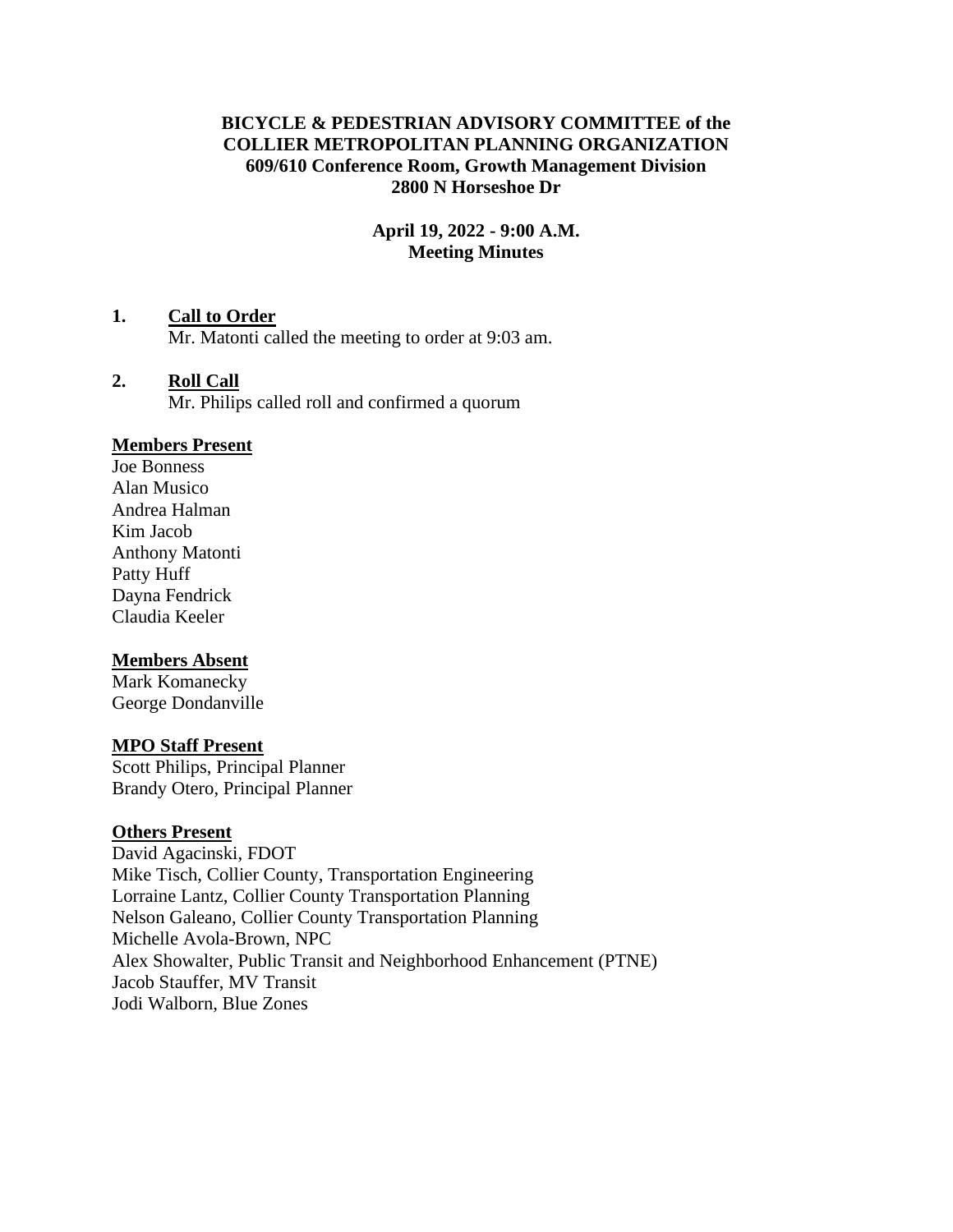**BICYCLE & PEDESTRIAN ADVISORY COMMITTEE of the COLLIER METROPOLITAN PLANNING ORGANIZATION**
**609/610 Conference Room, Growth Management Division**
**2800 N Horseshoe Dr**

**April 19, 2022 - 9:00 A.M.**
**Meeting Minutes**

**1. Call to Order**

Mr. Matonti called the meeting to order at 9:03 am.

**2. Roll Call**

Mr. Philips called roll and confirmed a quorum

**Members Present**

Joe Bonness
Alan Musico
Andrea Halman
Kim Jacob
Anthony Matonti
Patty Huff
Dayna Fendrick
Claudia Keeler

**Members Absent**

Mark Komanecky
George Dondanville

**MPO Staff Present**

Scott Philips, Principal Planner
Brandy Otero, Principal Planner

**Others Present**

David Agacinski, FDOT
Mike Tisch, Collier County, Transportation Engineering
Lorraine Lantz, Collier County Transportation Planning
Nelson Galeano, Collier County Transportation Planning
Michelle Avola-Brown, NPC
Alex Showalter, Public Transit and Neighborhood Enhancement (PTNE)
Jacob Stauffer, MV Transit
Jodi Walborn, Blue Zones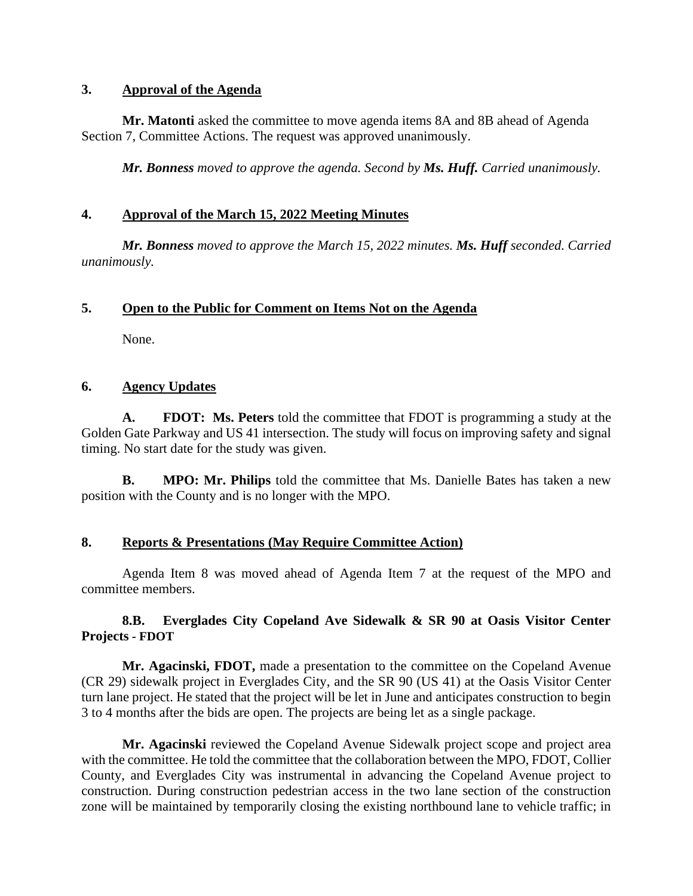## 3. Approval of the Agenda

**Mr. Matonti** asked the committee to move agenda items 8A and 8B ahead of Agenda Section 7, Committee Actions. The request was approved unanimously.

***Mr. Bonness*** *moved to approve the agenda. Second by* ***Ms. Huff.*** *Carried unanimously.*

## 4. Approval of the March 15, 2022 Meeting Minutes

***Mr. Bonness*** *moved to approve the March 15, 2022 minutes.* ***Ms. Huff*** *seconded. Carried unanimously.*

## 5. Open to the Public for Comment on Items Not on the Agenda

None.

## 6. Agency Updates

**A. FDOT: Ms. Peters** told the committee that FDOT is programming a study at the Golden Gate Parkway and US 41 intersection. The study will focus on improving safety and signal timing. No start date for the study was given.

**B. MPO: Mr. Philips** told the committee that Ms. Danielle Bates has taken a new position with the County and is no longer with the MPO.

## 8. Reports & Presentations (May Require Committee Action)

Agenda Item 8 was moved ahead of Agenda Item 7 at the request of the MPO and committee members.

### 8.B. Everglades City Copeland Ave Sidewalk & SR 90 at Oasis Visitor Center Projects - FDOT

**Mr. Agacinski, FDOT,** made a presentation to the committee on the Copeland Avenue (CR 29) sidewalk project in Everglades City, and the SR 90 (US 41) at the Oasis Visitor Center turn lane project. He stated that the project will be let in June and anticipates construction to begin 3 to 4 months after the bids are open. The projects are being let as a single package.

**Mr. Agacinski** reviewed the Copeland Avenue Sidewalk project scope and project area with the committee. He told the committee that the collaboration between the MPO, FDOT, Collier County, and Everglades City was instrumental in advancing the Copeland Avenue project to construction. During construction pedestrian access in the two lane section of the construction zone will be maintained by temporarily closing the existing northbound lane to vehicle traffic; in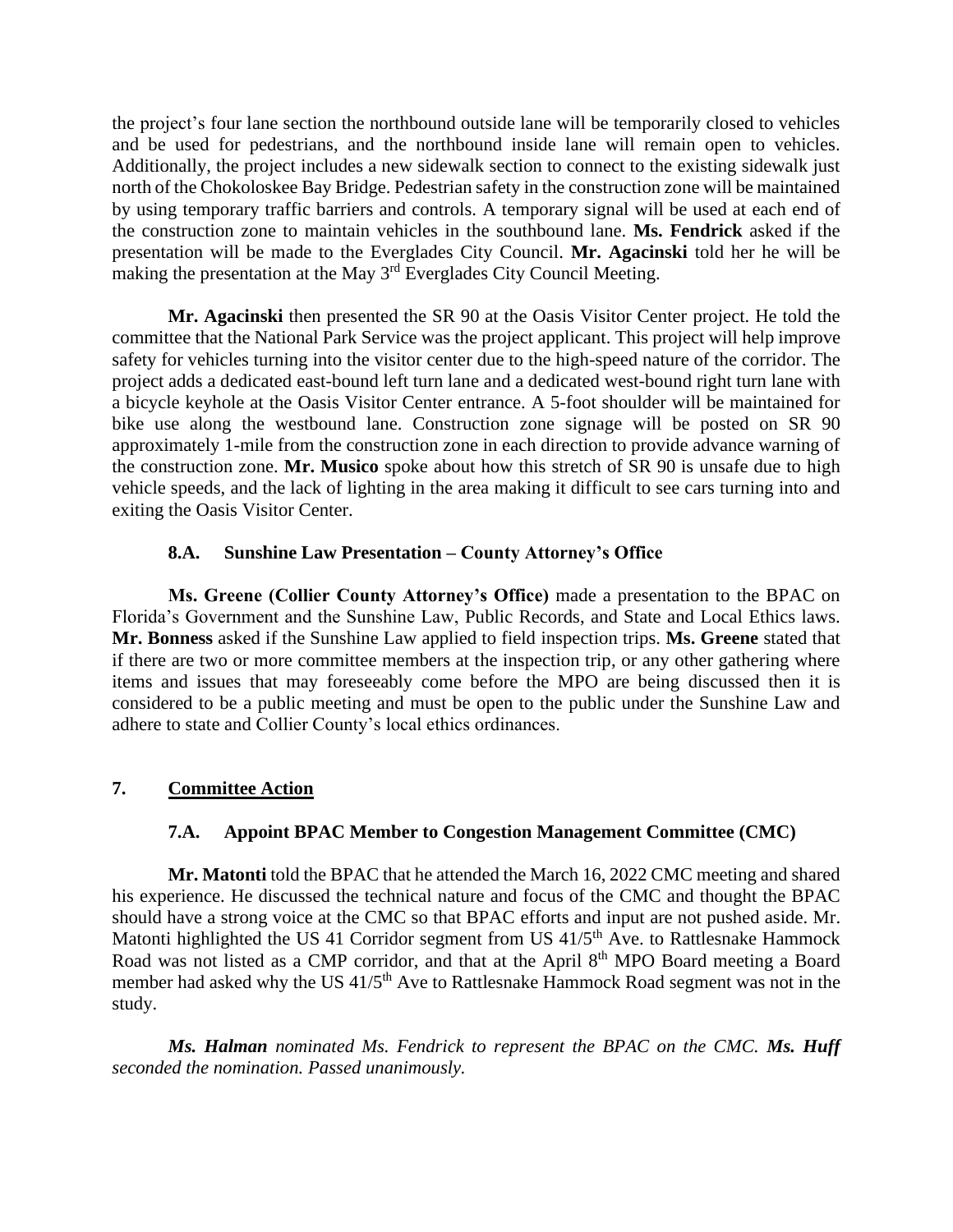the project's four lane section the northbound outside lane will be temporarily closed to vehicles and be used for pedestrians, and the northbound inside lane will remain open to vehicles. Additionally, the project includes a new sidewalk section to connect to the existing sidewalk just north of the Chokoloskee Bay Bridge. Pedestrian safety in the construction zone will be maintained by using temporary traffic barriers and controls. A temporary signal will be used at each end of the construction zone to maintain vehicles in the southbound lane. **Ms. Fendrick** asked if the presentation will be made to the Everglades City Council. **Mr. Agacinski** told her he will be making the presentation at the May 3rd Everglades City Council Meeting.

**Mr. Agacinski** then presented the SR 90 at the Oasis Visitor Center project. He told the committee that the National Park Service was the project applicant. This project will help improve safety for vehicles turning into the visitor center due to the high-speed nature of the corridor. The project adds a dedicated east-bound left turn lane and a dedicated west-bound right turn lane with a bicycle keyhole at the Oasis Visitor Center entrance. A 5-foot shoulder will be maintained for bike use along the westbound lane. Construction zone signage will be posted on SR 90 approximately 1-mile from the construction zone in each direction to provide advance warning of the construction zone. **Mr. Musico** spoke about how this stretch of SR 90 is unsafe due to high vehicle speeds, and the lack of lighting in the area making it difficult to see cars turning into and exiting the Oasis Visitor Center.

### 8.A. Sunshine Law Presentation – County Attorney's Office

**Ms. Greene (Collier County Attorney's Office)** made a presentation to the BPAC on Florida's Government and the Sunshine Law, Public Records, and State and Local Ethics laws. **Mr. Bonness** asked if the Sunshine Law applied to field inspection trips. **Ms. Greene** stated that if there are two or more committee members at the inspection trip, or any other gathering where items and issues that may foreseeably come before the MPO are being discussed then it is considered to be a public meeting and must be open to the public under the Sunshine Law and adhere to state and Collier County's local ethics ordinances.

## 7. Committee Action

### 7.A. Appoint BPAC Member to Congestion Management Committee (CMC)

**Mr. Matonti** told the BPAC that he attended the March 16, 2022 CMC meeting and shared his experience. He discussed the technical nature and focus of the CMC and thought the BPAC should have a strong voice at the CMC so that BPAC efforts and input are not pushed aside. Mr. Matonti highlighted the US 41 Corridor segment from US 41/5th Ave. to Rattlesnake Hammock Road was not listed as a CMP corridor, and that at the April 8th MPO Board meeting a Board member had asked why the US 41/5th Ave to Rattlesnake Hammock Road segment was not in the study.

***Ms. Halman*** *nominated Ms. Fendrick to represent the BPAC on the CMC.* ***Ms. Huff*** *seconded the nomination. Passed unanimously.*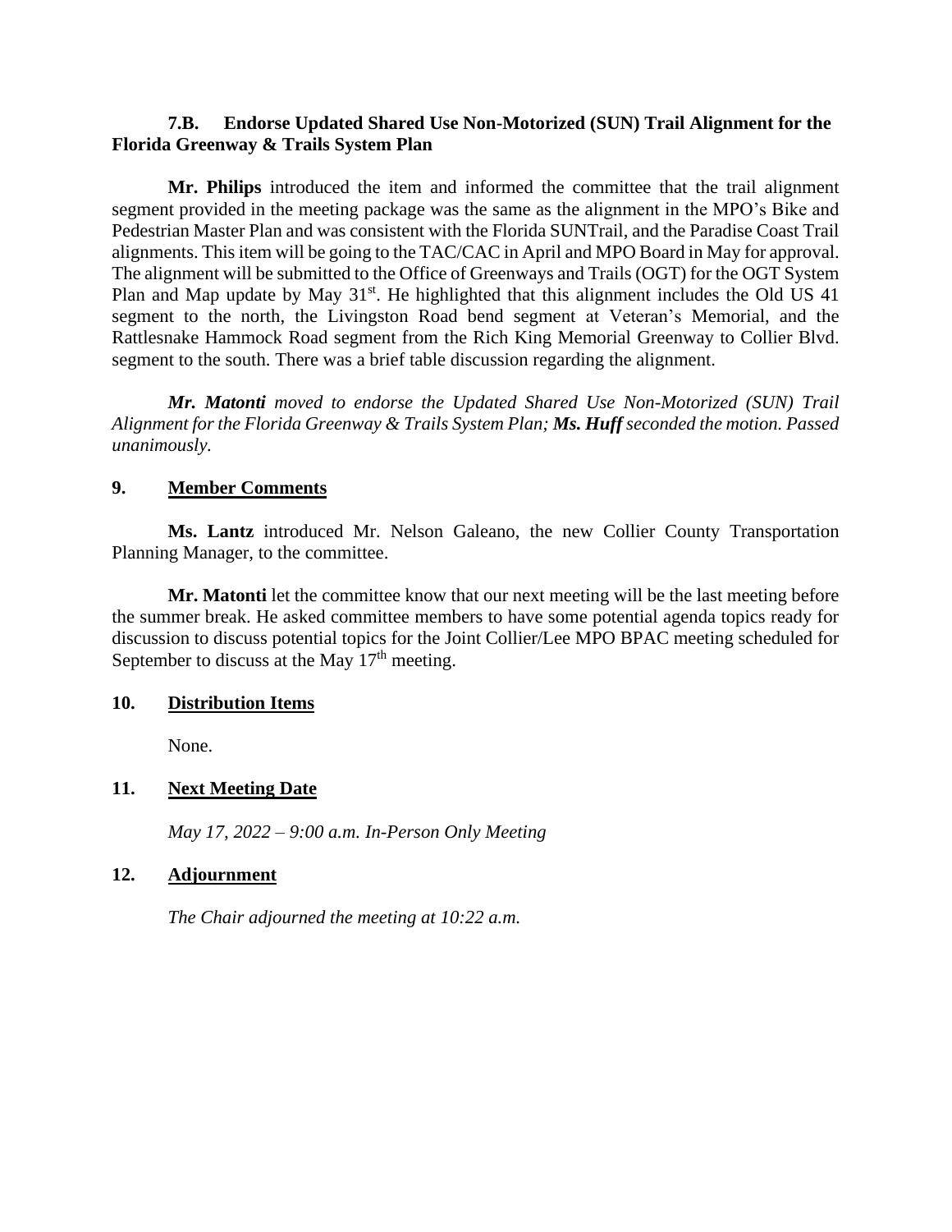### 7.B. Endorse Updated Shared Use Non-Motorized (SUN) Trail Alignment for the Florida Greenway & Trails System Plan

**Mr. Philips** introduced the item and informed the committee that the trail alignment segment provided in the meeting package was the same as the alignment in the MPO's Bike and Pedestrian Master Plan and was consistent with the Florida SUNTrail, and the Paradise Coast Trail alignments. This item will be going to the TAC/CAC in April and MPO Board in May for approval. The alignment will be submitted to the Office of Greenways and Trails (OGT) for the OGT System Plan and Map update by May 31st. He highlighted that this alignment includes the Old US 41 segment to the north, the Livingston Road bend segment at Veteran's Memorial, and the Rattlesnake Hammock Road segment from the Rich King Memorial Greenway to Collier Blvd. segment to the south. There was a brief table discussion regarding the alignment.

*Mr. Matonti moved to endorse the Updated Shared Use Non-Motorized (SUN) Trail Alignment for the Florida Greenway & Trails System Plan;* ***Ms. Huff*** *seconded the motion. Passed unanimously.*

### 9. Member Comments

**Ms. Lantz** introduced Mr. Nelson Galeano, the new Collier County Transportation Planning Manager, to the committee.

**Mr. Matonti** let the committee know that our next meeting will be the last meeting before the summer break. He asked committee members to have some potential agenda topics ready for discussion to discuss potential topics for the Joint Collier/Lee MPO BPAC meeting scheduled for September to discuss at the May 17th meeting.

### 10. Distribution Items

None.

### 11. Next Meeting Date

*May 17, 2022 – 9:00 a.m. In-Person Only Meeting*

### 12. Adjournment

*The Chair adjourned the meeting at 10:22 a.m.*